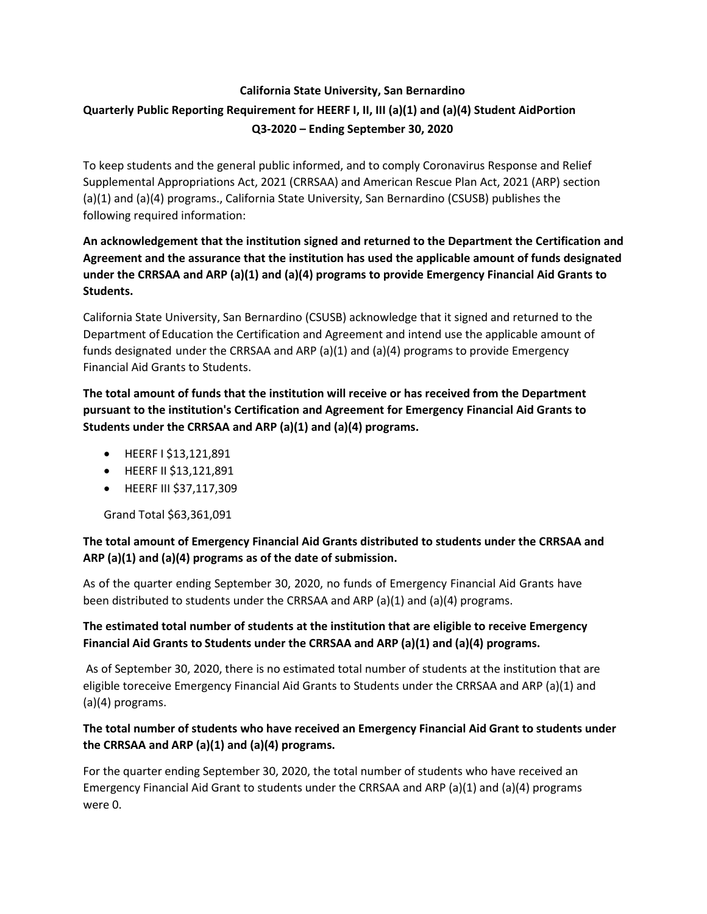**California State University, San Bernardino**

**Quarterly Public Reporting Requirement for HEERF I, II, III (a)(1) and (a)(4) Student AidPortion**

**Q3-2020 – Ending September 30, 2020**

To keep students and the general public informed, and to comply Coronavirus Response and Relief Supplemental Appropriations Act, 2021 (CRRSAA) and American Rescue Plan Act, 2021 (ARP) section (a)(1) and (a)(4) programs., California State University, San Bernardino (CSUSB) publishes the following required information:

**An acknowledgement that the institution signed and returned to the Department the Certification and Agreement and the assurance that the institution has used the applicable amount of funds designated under the CRRSAA and ARP (a)(1) and (a)(4) programs to provide Emergency Financial Aid Grants to Students.**

California State University, San Bernardino (CSUSB) acknowledge that it signed and returned to the Department of Education the Certification and Agreement and intend use the applicable amount of funds designated under the CRRSAA and ARP (a)(1) and (a)(4) programs to provide Emergency Financial Aid Grants to Students.

**The total amount of funds that the institution will receive or has received from the Department pursuant to the institution's Certification and Agreement for Emergency Financial Aid Grants to Students under the CRRSAA and ARP (a)(1) and (a)(4) programs.**

- HEERF I $13,121,891
- HEERF II $13,121,891
- HEERF III $37,117,309

Grand Total $63,361,091

**The total amount of Emergency Financial Aid Grants distributed to students under the CRRSAA and ARP (a)(1) and (a)(4) programs as of the date of submission.**

As of the quarter ending September 30, 2020, no funds of Emergency Financial Aid Grants have been distributed to students under the CRRSAA and ARP (a)(1) and (a)(4) programs.

**The estimated total number of students at the institution that are eligible to receive Emergency Financial Aid Grants to Students under the CRRSAA and ARP (a)(1) and (a)(4) programs.**

As of September 30, 2020, there is no estimated total number of students at the institution that are eligible toreceive Emergency Financial Aid Grants to Students under the CRRSAA and ARP (a)(1) and (a)(4) programs.

**The total number of students who have received an Emergency Financial Aid Grant to students under the CRRSAA and ARP (a)(1) and (a)(4) programs.**

For the quarter ending September 30, 2020, the total number of students who have received an Emergency Financial Aid Grant to students under the CRRSAA and ARP (a)(1) and (a)(4) programs were 0.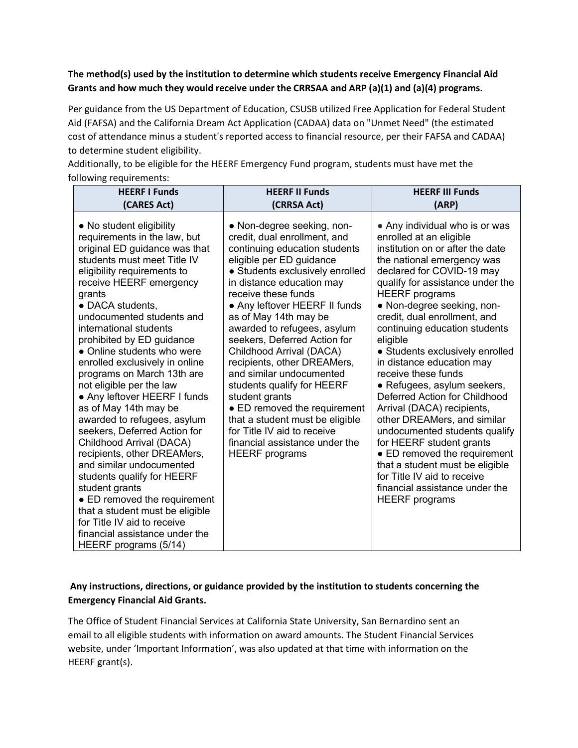**The method(s) used by the institution to determine which students receive Emergency Financial Aid Grants and how much they would receive under the CRRSAA and ARP (a)(1) and (a)(4) programs.**

Per guidance from the US Department of Education, CSUSB utilized Free Application for Federal Student Aid (FAFSA) and the California Dream Act Application (CADAA) data on "Unmet Need" (the estimated cost of attendance minus a student's reported access to financial resource, per their FAFSA and CADAA) to determine student eligibility.

Additionally, to be eligible for the HEERF Emergency Fund program, students must have met the following requirements:

| HEERF I Funds (CARES Act) | HEERF II Funds (CRRSA Act) | HEERF III Funds (ARP) |
|---|---|---|
| ● No student eligibility requirements in the law, but original ED guidance was that students must meet Title IV eligibility requirements to receive HEERF emergency grants<br>● DACA students, undocumented students and international students prohibited by ED guidance<br>● Online students who were enrolled exclusively in online programs on March 13th are not eligible per the law<br>● Any leftover HEERF I funds as of May 14th may be awarded to refugees, asylum seekers, Deferred Action for Childhood Arrival (DACA) recipients, other DREAMers, and similar undocumented students qualify for HEERF student grants<br>● ED removed the requirement that a student must be eligible for Title IV aid to receive financial assistance under the HEERF programs (5/14) | ● Non-degree seeking, non-credit, dual enrollment, and continuing education students eligible per ED guidance<br>● Students exclusively enrolled in distance education may receive these funds<br>● Any leftover HEERF II funds as of May 14th may be awarded to refugees, asylum seekers, Deferred Action for Childhood Arrival (DACA) recipients, other DREAMers, and similar undocumented students qualify for HEERF student grants<br>● ED removed the requirement that a student must be eligible for Title IV aid to receive financial assistance under the HEERF programs | ● Any individual who is or was enrolled at an eligible institution on or after the date the national emergency was declared for COVID-19 may qualify for assistance under the HEERF programs<br>● Non-degree seeking, non-credit, dual enrollment, and continuing education students eligible<br>● Students exclusively enrolled in distance education may receive these funds<br>● Refugees, asylum seekers, Deferred Action for Childhood Arrival (DACA) recipients, other DREAMers, and similar undocumented students qualify for HEERF student grants<br>● ED removed the requirement that a student must be eligible for Title IV aid to receive financial assistance under the HEERF programs |

**Any instructions, directions, or guidance provided by the institution to students concerning the Emergency Financial Aid Grants.**

The Office of Student Financial Services at California State University, San Bernardino sent an email to all eligible students with information on award amounts. The Student Financial Services website, under 'Important Information', was also updated at that time with information on the HEERF grant(s).